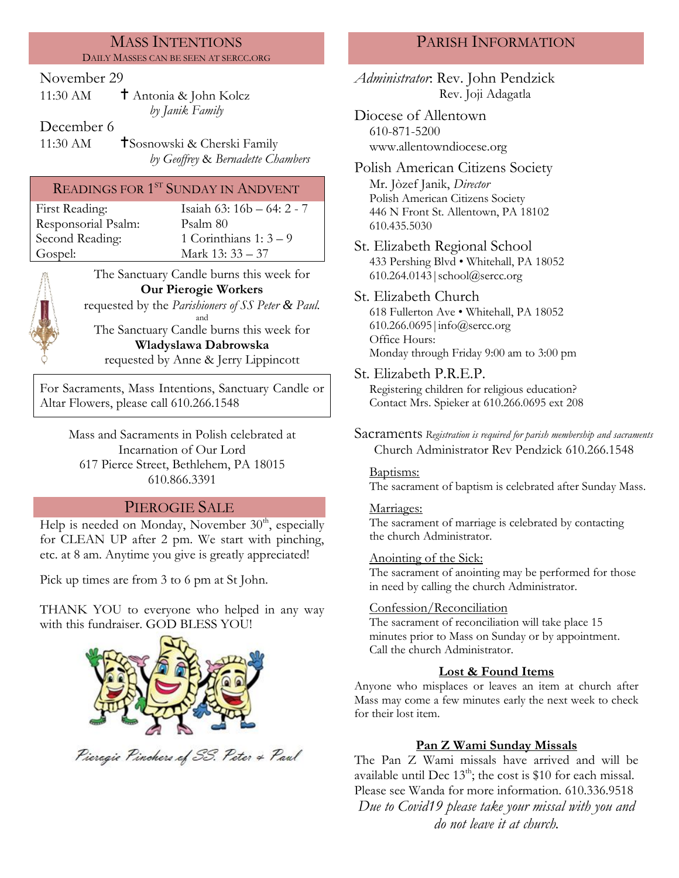## MASS INTENTIONS

DAILY MASSES CAN BE SEEN AT SERCC.ORG

November 29

11:30 AM ✝ Antonia & John Kolcz
*by Janik Family*

December 6

11:30 AM ✝Sosnowski & Cherski Family
*by Geoffrey & Bernadette Chambers*

| READINGS FOR 1ST SUNDAY IN ANDVENT | |
|---|---|
| First Reading: | Isaiah 63: 16b – 64: 2 - 7 |
| Responsorial Psalm: | Psalm 80 |
| Second Reading: | 1 Corinthians 1: 3 – 9 |
| Gospel: | Mark 13: 33 – 37 |

The Sanctuary Candle burns this week for
**Our Pierogie Workers**
requested by the *Parishioners of SS Peter & Paul.*
and
The Sanctuary Candle burns this week for
**Wladyslawa Dabrowska**
requested by Anne & Jerry Lippincott

For Sacraments, Mass Intentions, Sanctuary Candle or Altar Flowers, please call 610.266.1548

Mass and Sacraments in Polish celebrated at
Incarnation of Our Lord
617 Pierce Street, Bethlehem, PA 18015
610.866.3391

## PIEROGIE SALE

Help is needed on Monday, November 30th, especially for CLEAN UP after 2 pm. We start with pinching, etc. at 8 am. Anytime you give is greatly appreciated!

Pick up times are from 3 to 6 pm at St John.

THANK YOU to everyone who helped in any way with this fundraiser. GOD BLESS YOU!

*Pierogie Pinchers of SS. Peter & Paul*

## PARISH INFORMATION

*Administrator*: Rev. John Pendzick
Rev. Joji Adagatla

Diocese of Allentown
610-871-5200
www.allentowndiocese.org

Polish American Citizens Society
Mr. Jòzef Janik, *Director*
Polish American Citizens Society
446 N Front St. Allentown, PA 18102
610.435.5030

St. Elizabeth Regional School
433 Pershing Blvd • Whitehall, PA 18052
610.264.0143 | school@sercc.org

St. Elizabeth Church
618 Fullerton Ave • Whitehall, PA 18052
610.266.0695 | info@sercc.org
Office Hours:
Monday through Friday 9:00 am to 3:00 pm

St. Elizabeth P.R.E.P.
Registering children for religious education?
Contact Mrs. Spieker at 610.266.0695 ext 208

Sacraments *Registration is required for parish membership and sacraments*
Church Administrator Rev Pendzick 610.266.1548

Baptisms:
The sacrament of baptism is celebrated after Sunday Mass.

Marriages:
The sacrament of marriage is celebrated by contacting the church Administrator.

Anointing of the Sick:
The sacrament of anointing may be performed for those in need by calling the church Administrator.

Confession/Reconciliation
The sacrament of reconciliation will take place 15 minutes prior to Mass on Sunday or by appointment. Call the church Administrator.

### Lost & Found Items

Anyone who misplaces or leaves an item at church after Mass may come a few minutes early the next week to check for their lost item.

### Pan Z Wami Sunday Missals

The Pan Z Wami missals have arrived and will be available until Dec 13th; the cost is $10 for each missal. Please see Wanda for more information. 610.336.9518

*Due to Covid19 please take your missal with you and do not leave it at church.*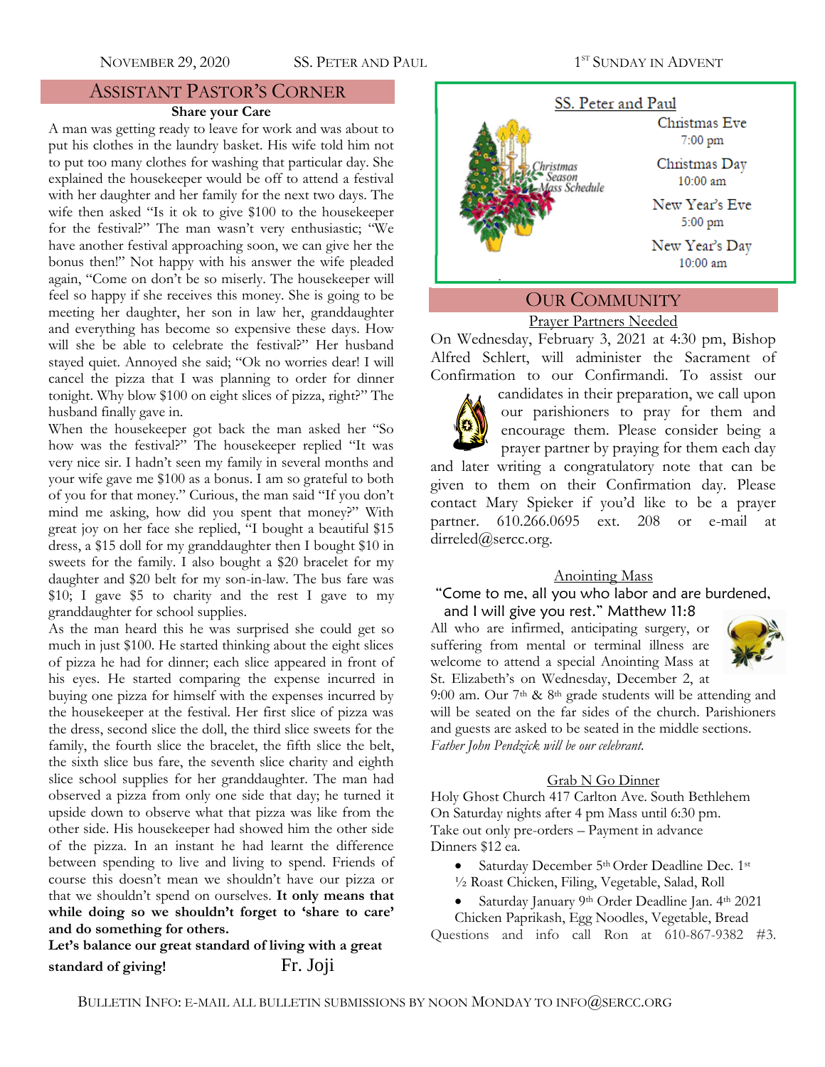## Assistant Pastor's Corner

**Share your Care**

A man was getting ready to leave for work and was about to put his clothes in the laundry basket. His wife told him not to put too many clothes for washing that particular day. She explained the housekeeper would be off to attend a festival with her daughter and her family for the next two days. The wife then asked "Is it ok to give $100 to the housekeeper for the festival?" The man wasn't very enthusiastic; "We have another festival approaching soon, we can give her the bonus then!" Not happy with his answer the wife pleaded again, "Come on don't be so miserly. The housekeeper will feel so happy if she receives this money. She is going to be meeting her daughter, her son in law her, granddaughter and everything has become so expensive these days. How will she be able to celebrate the festival?" Her husband stayed quiet. Annoyed she said; "Ok no worries dear! I will cancel the pizza that I was planning to order for dinner tonight. Why blow $100 on eight slices of pizza, right?" The husband finally gave in.

When the housekeeper got back the man asked her "So how was the festival?" The housekeeper replied "It was very nice sir. I hadn't seen my family in several months and your wife gave me $100 as a bonus. I am so grateful to both of you for that money." Curious, the man said "If you don't mind me asking, how did you spent that money?" With great joy on her face she replied, "I bought a beautiful $15 dress, a $15 doll for my granddaughter then I bought $10 in sweets for the family. I also bought a $20 bracelet for my daughter and $20 belt for my son-in-law. The bus fare was $10; I gave $5 to charity and the rest I gave to my granddaughter for school supplies.

As the man heard this he was surprised she could get so much in just $100. He started thinking about the eight slices of pizza he had for dinner; each slice appeared in front of his eyes. He started comparing the expense incurred in buying one pizza for himself with the expenses incurred by the housekeeper at the festival. Her first slice of pizza was the dress, second slice the doll, the third slice sweets for the family, the fourth slice the bracelet, the fifth slice the belt, the sixth slice bus fare, the seventh slice charity and eighth slice school supplies for her granddaughter. The man had observed a pizza from only one side that day; he turned it upside down to observe what that pizza was like from the other side. His housekeeper had showed him the other side of the pizza. In an instant he had learnt the difference between spending to live and living to spend. Friends of course this doesn't mean we shouldn't have our pizza or that we shouldn't spend on ourselves. **It only means that while doing so we shouldn't forget to 'share to care' and do something for others.**

**Let's balance our great standard of living with a great standard of giving!**

Fr. Joji

SS. Peter and Paul

Christmas Season Mass Schedule

Christmas Eve 7:00 pm

Christmas Day 10:00 am

New Year's Eve 5:00 pm

New Year's Day 10:00 am

## Our Community

### Prayer Partners Needed

On Wednesday, February 3, 2021 at 4:30 pm, Bishop Alfred Schlert, will administer the Sacrament of Confirmation to our Confirmandi. To assist our candidates in their preparation, we call upon our parishioners to pray for them and encourage them. Please consider being a prayer partner by praying for them each day and later writing a congratulatory note that can be given to them on their Confirmation day. Please contact Mary Spieker if you'd like to be a prayer partner. 610.266.0695 ext. 208 or e-mail at dirreled@sercc.org.

### Anointing Mass

"Come to me, all you who labor and are burdened, and I will give you rest." Matthew 11:8

All who are infirmed, anticipating surgery, or suffering from mental or terminal illness are welcome to attend a special Anointing Mass at St. Elizabeth's on Wednesday, December 2, at 9:00 am. Our 7th & 8th grade students will be attending and will be seated on the far sides of the church. Parishioners and guests are asked to be seated in the middle sections.

*Father John Pendzick will be our celebrant.*

### Grab N Go Dinner

Holy Ghost Church 417 Carlton Ave. South Bethlehem
On Saturday nights after 4 pm Mass until 6:30 pm.
Take out only pre-orders – Payment in advance
Dinners $12 ea.

- Saturday December 5th Order Deadline Dec. 1st
  ½ Roast Chicken, Filing, Vegetable, Salad, Roll
- Saturday January 9th Order Deadline Jan. 4th 2021
  Chicken Paprikash, Egg Noodles, Vegetable, Bread

Questions and info call Ron at 610-867-9382 #3.

Bulletin Info: E-mail all bulletin submissions by noon Monday to info@sercc.org